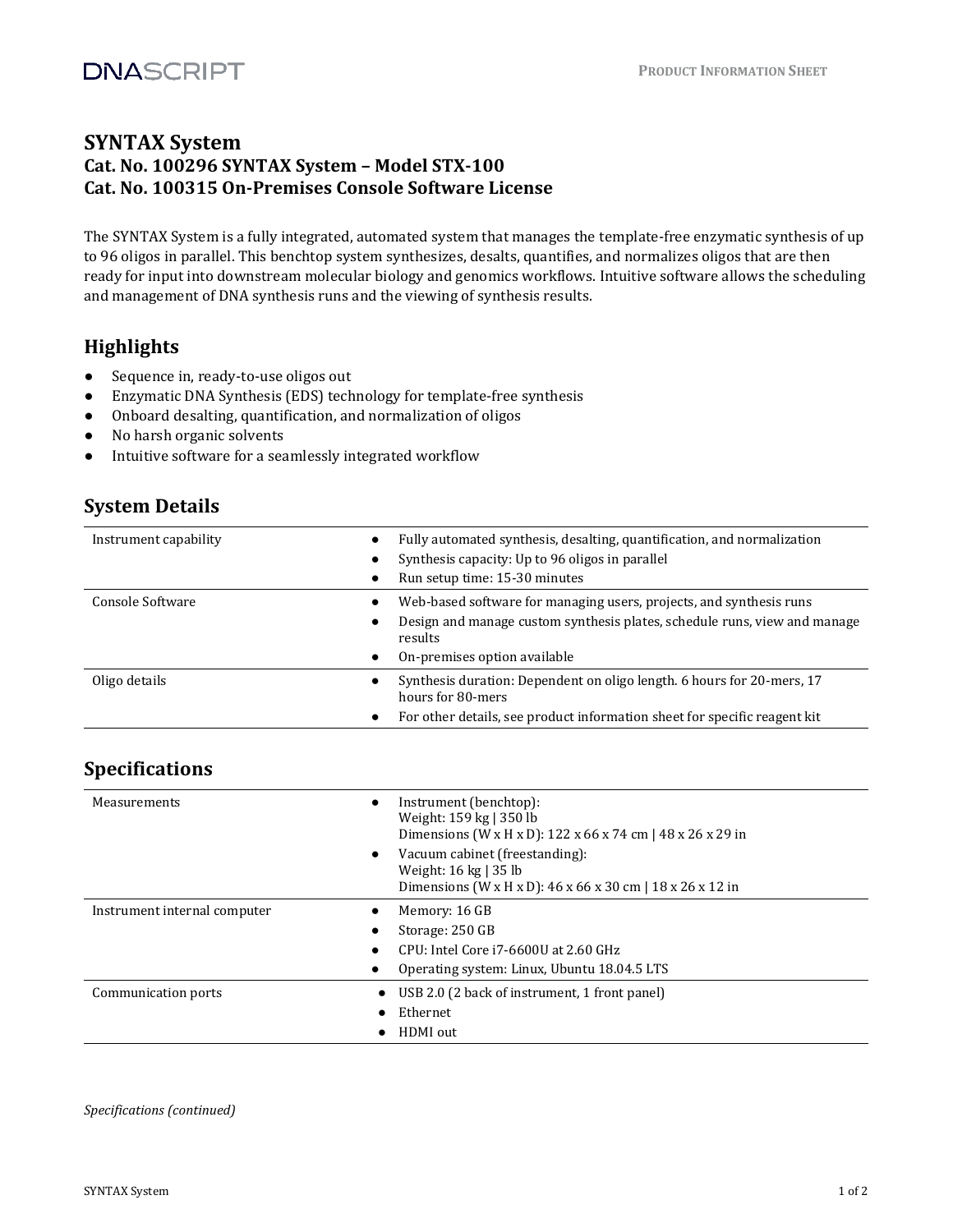# SYNTAX System

## Cat. No. 100296 SYNTAX System – Model STX-100
## Cat. No. 100315 On-Premises Console Software License

The SYNTAX System is a fully integrated, automated system that manages the template-free enzymatic synthesis of up to 96 oligos in parallel. This benchtop system synthesizes, desalts, quantifies, and normalizes oligos that are then ready for input into downstream molecular biology and genomics workflows. Intuitive software allows the scheduling and management of DNA synthesis runs and the viewing of synthesis results.

## Highlights

- Sequence in, ready-to-use oligos out
- Enzymatic DNA Synthesis (EDS) technology for template-free synthesis
- Onboard desalting, quantification, and normalization of oligos
- No harsh organic solvents
- Intuitive software for a seamlessly integrated workflow

## System Details

| | |
|---|---|
| Instrument capability | • Fully automated synthesis, desalting, quantification, and normalization<br>• Synthesis capacity: Up to 96 oligos in parallel<br>• Run setup time: 15-30 minutes |
| Console Software | • Web-based software for managing users, projects, and synthesis runs<br>• Design and manage custom synthesis plates, schedule runs, view and manage results<br>• On-premises option available |
| Oligo details | • Synthesis duration: Dependent on oligo length. 6 hours for 20-mers, 17 hours for 80-mers<br>• For other details, see product information sheet for specific reagent kit |

## Specifications

| | |
|---|---|
| Measurements | • Instrument (benchtop):<br>Weight: 159 kg \| 350 lb<br>Dimensions (W x H x D): 122 x 66 x 74 cm \| 48 x 26 x 29 in<br>• Vacuum cabinet (freestanding):<br>Weight: 16 kg \| 35 lb<br>Dimensions (W x H x D): 46 x 66 x 30 cm \| 18 x 26 x 12 in |
| Instrument internal computer | • Memory: 16 GB<br>• Storage: 250 GB<br>• CPU: Intel Core i7-6600U at 2.60 GHz<br>• Operating system: Linux, Ubuntu 18.04.5 LTS |
| Communication ports | • USB 2.0 (2 back of instrument, 1 front panel)<br>• Ethernet<br>• HDMI out |

*Specifications (continued)*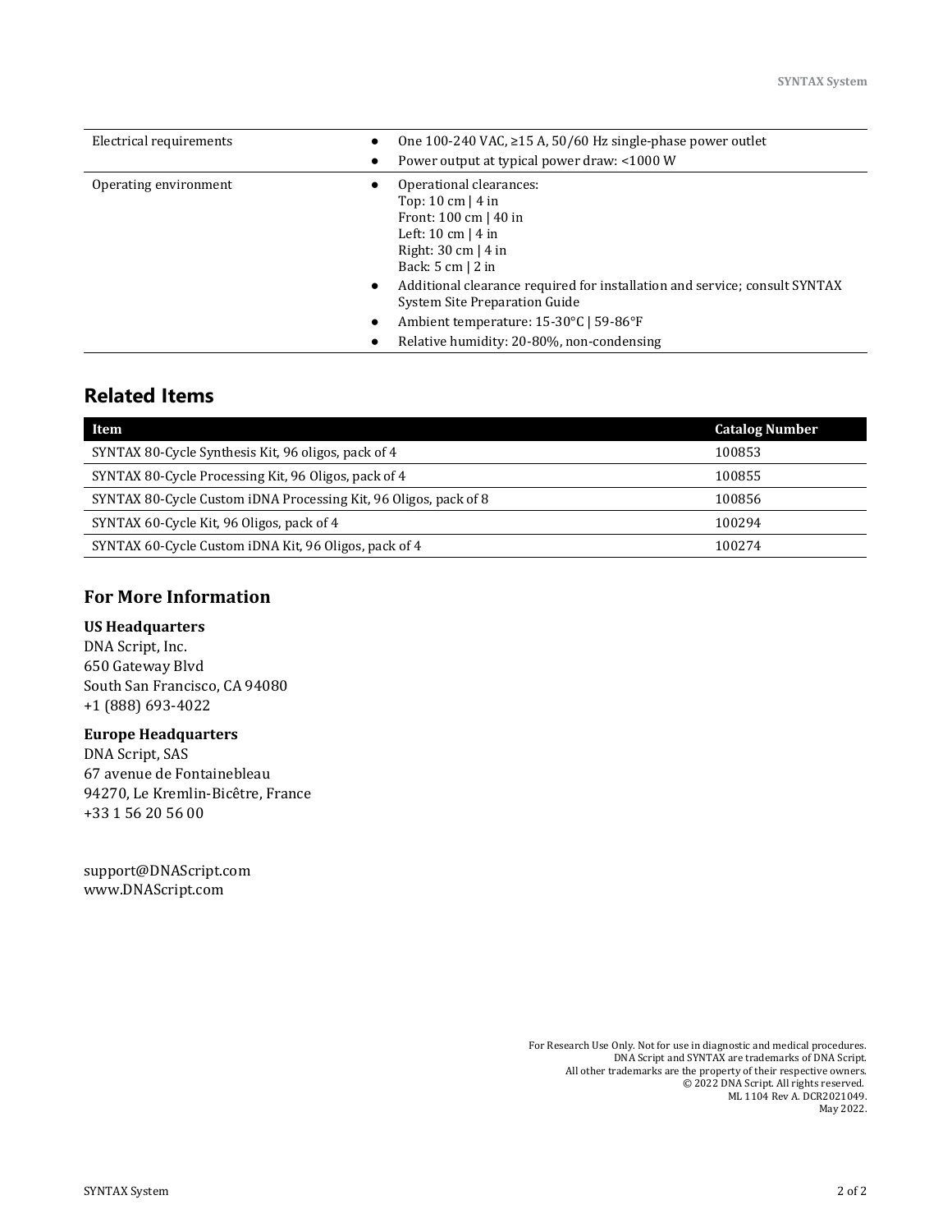| | |
|---|---|
| Electrical requirements | • One 100-240 VAC, ≥15 A, 50/60 Hz single-phase power outlet<br>• Power output at typical power draw: <1000 W |
| Operating environment | • Operational clearances:<br>Top: 10 cm \| 4 in<br>Front: 100 cm \| 40 in<br>Left: 10 cm \| 4 in<br>Right: 30 cm \| 4 in<br>Back: 5 cm \| 2 in<br>• Additional clearance required for installation and service; consult SYNTAX System Site Preparation Guide<br>• Ambient temperature: 15-30°C \| 59-86°F<br>• Relative humidity: 20-80%, non-condensing |

## Related Items

| Item | Catalog Number |
|---|---|
| SYNTAX 80-Cycle Synthesis Kit, 96 oligos, pack of 4 | 100853 |
| SYNTAX 80-Cycle Processing Kit, 96 Oligos, pack of 4 | 100855 |
| SYNTAX 80-Cycle Custom iDNA Processing Kit, 96 Oligos, pack of 8 | 100856 |
| SYNTAX 60-Cycle Kit, 96 Oligos, pack of 4 | 100294 |
| SYNTAX 60-Cycle Custom iDNA Kit, 96 Oligos, pack of 4 | 100274 |

## For More Information

**US Headquarters**
DNA Script, Inc.
650 Gateway Blvd
South San Francisco, CA 94080
+1 (888) 693-4022

**Europe Headquarters**
DNA Script, SAS
67 avenue de Fontainebleau
94270, Le Kremlin-Bicêtre, France
+33 1 56 20 56 00

support@DNAScript.com
www.DNAScript.com

For Research Use Only. Not for use in diagnostic and medical procedures.
DNA Script and SYNTAX are trademarks of DNA Script.
All other trademarks are the property of their respective owners.
© 2022 DNA Script. All rights reserved.
ML 1104 Rev A. DCR2021049.
May 2022.